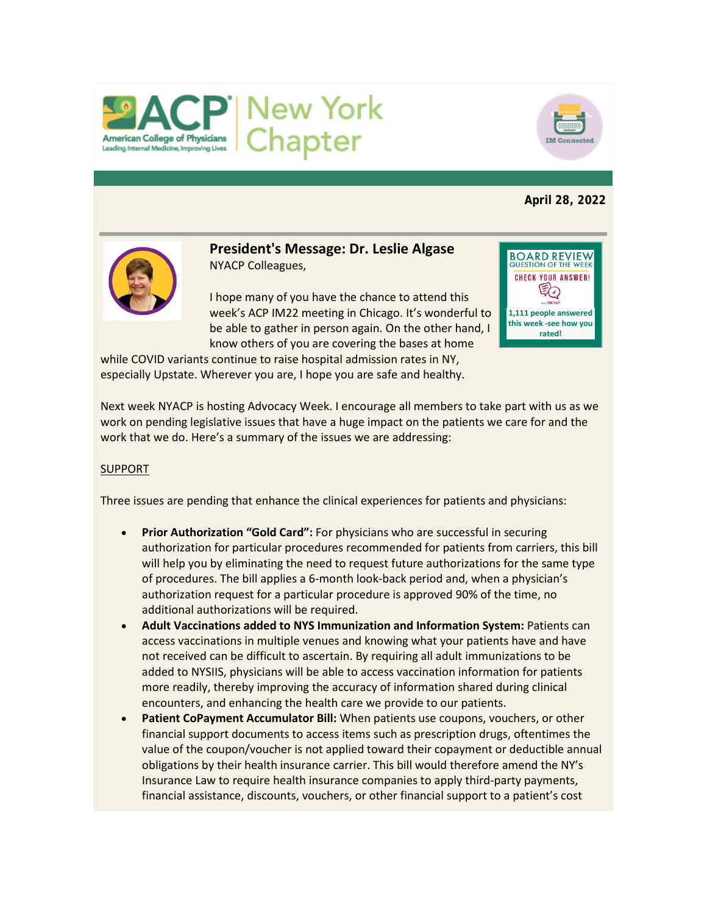ACP American College of Physicians — Leading Internal Medicine, Improving Lives | New York Chapter

IM Connected

**April 28, 2022**

## President's Message: Dr. Leslie Algase

BOARD REVIEW QUESTION OF THE WEEK

CHECK YOUR ANSWER!

1,111 people answered this week -see how you rated!

NYACP Colleagues,

I hope many of you have the chance to attend this week's ACP IM22 meeting in Chicago. It's wonderful to be able to gather in person again. On the other hand, I know others of you are covering the bases at home while COVID variants continue to raise hospital admission rates in NY, especially Upstate. Wherever you are, I hope you are safe and healthy.

Next week NYACP is hosting Advocacy Week. I encourage all members to take part with us as we work on pending legislative issues that have a huge impact on the patients we care for and the work that we do. Here's a summary of the issues we are addressing:

SUPPORT

Three issues are pending that enhance the clinical experiences for patients and physicians:

- **Prior Authorization "Gold Card":** For physicians who are successful in securing authorization for particular procedures recommended for patients from carriers, this bill will help you by eliminating the need to request future authorizations for the same type of procedures. The bill applies a 6-month look-back period and, when a physician's authorization request for a particular procedure is approved 90% of the time, no additional authorizations will be required.
- **Adult Vaccinations added to NYS Immunization and Information System:** Patients can access vaccinations in multiple venues and knowing what your patients have and have not received can be difficult to ascertain. By requiring all adult immunizations to be added to NYSIIS, physicians will be able to access vaccination information for patients more readily, thereby improving the accuracy of information shared during clinical encounters, and enhancing the health care we provide to our patients.
- **Patient CoPayment Accumulator Bill:** When patients use coupons, vouchers, or other financial support documents to access items such as prescription drugs, oftentimes the value of the coupon/voucher is not applied toward their copayment or deductible annual obligations by their health insurance carrier. This bill would therefore amend the NY's Insurance Law to require health insurance companies to apply third-party payments, financial assistance, discounts, vouchers, or other financial support to a patient's cost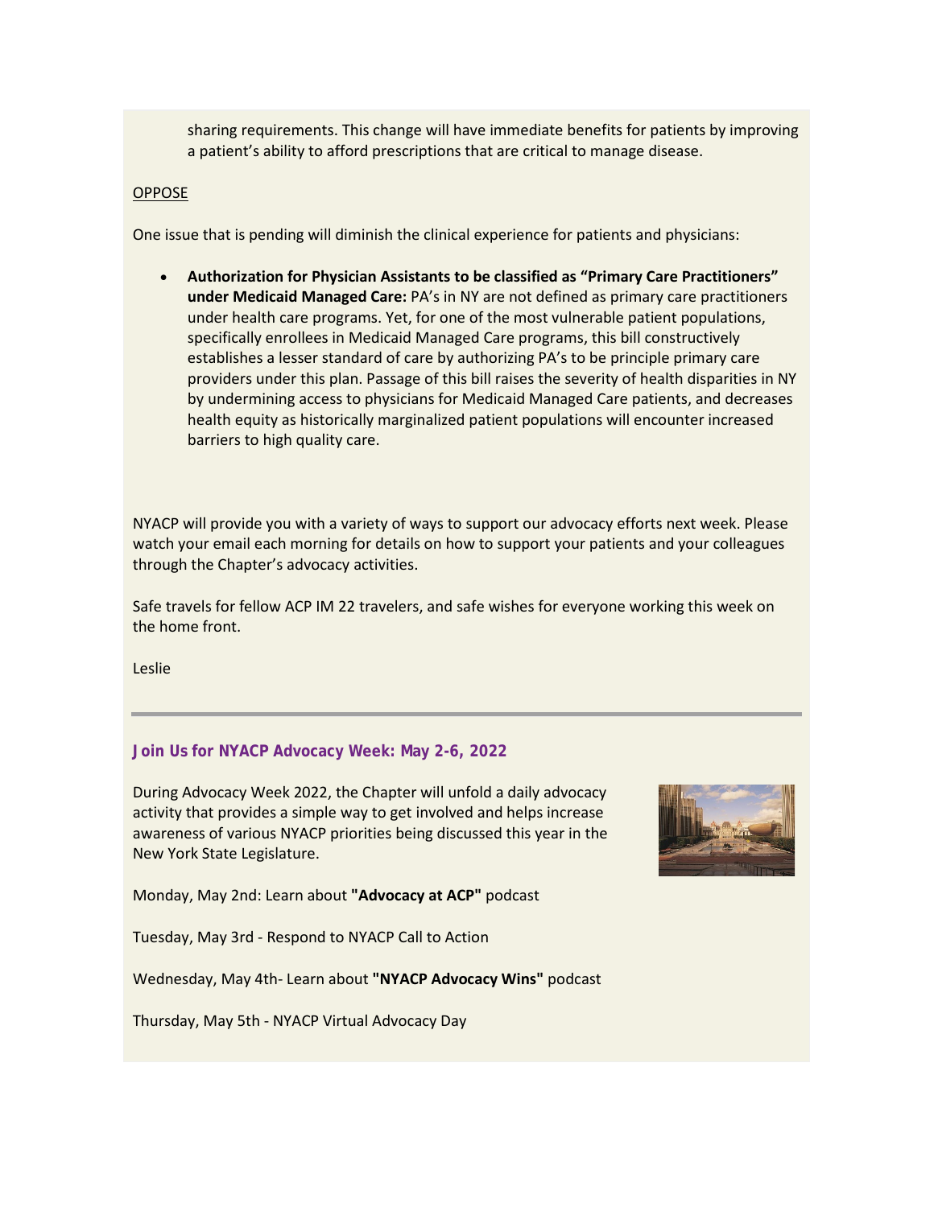sharing requirements. This change will have immediate benefits for patients by improving a patient's ability to afford prescriptions that are critical to manage disease.

OPPOSE

One issue that is pending will diminish the clinical experience for patients and physicians:

- **Authorization for Physician Assistants to be classified as "Primary Care Practitioners" under Medicaid Managed Care:** PA's in NY are not defined as primary care practitioners under health care programs. Yet, for one of the most vulnerable patient populations, specifically enrollees in Medicaid Managed Care programs, this bill constructively establishes a lesser standard of care by authorizing PA's to be principle primary care providers under this plan. Passage of this bill raises the severity of health disparities in NY by undermining access to physicians for Medicaid Managed Care patients, and decreases health equity as historically marginalized patient populations will encounter increased barriers to high quality care.

NYACP will provide you with a variety of ways to support our advocacy efforts next week. Please watch your email each morning for details on how to support your patients and your colleagues through the Chapter's advocacy activities.

Safe travels for fellow ACP IM 22 travelers, and safe wishes for everyone working this week on the home front.

Leslie

---

## Join Us for NYACP Advocacy Week: May 2-6, 2022

During Advocacy Week 2022, the Chapter will unfold a daily advocacy activity that provides a simple way to get involved and helps increase awareness of various NYACP priorities being discussed this year in the New York State Legislature.

Monday, May 2nd: Learn about **"Advocacy at ACP"** podcast

Tuesday, May 3rd - Respond to NYACP Call to Action

Wednesday, May 4th- Learn about **"NYACP Advocacy Wins"** podcast

Thursday, May 5th - NYACP Virtual Advocacy Day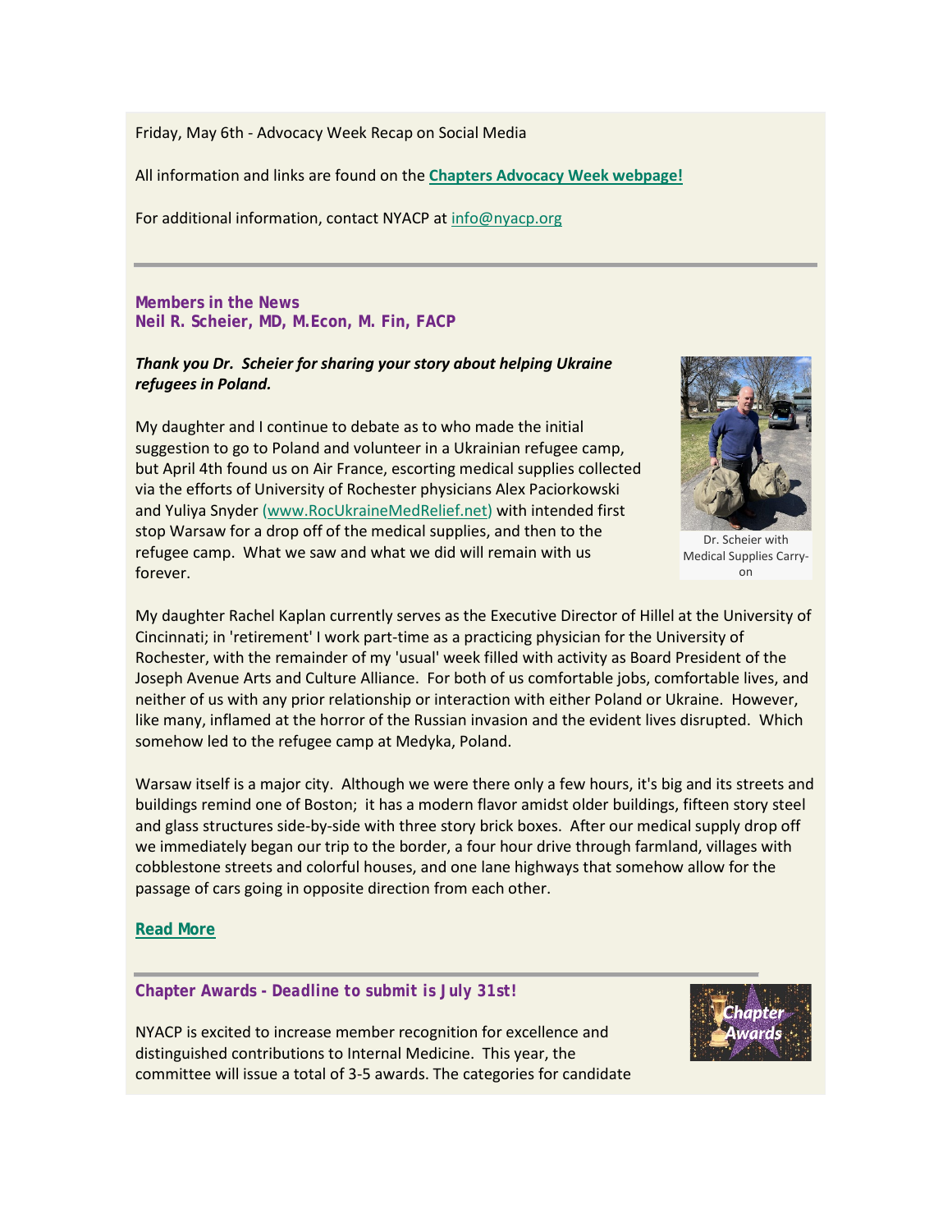Friday, May 6th - Advocacy Week Recap on Social Media

All information and links are found on the **Chapters Advocacy Week webpage!**

For additional information, contact NYACP at info@nyacp.org

---

### Members in the News
### Neil R. Scheier, MD, M.Econ, M. Fin, FACP

***Thank you Dr. Scheier for sharing your story about helping Ukraine refugees in Poland.***

My daughter and I continue to debate as to who made the initial suggestion to go to Poland and volunteer in a Ukrainian refugee camp, but April 4th found us on Air France, escorting medical supplies collected via the efforts of University of Rochester physicians Alex Paciorkowski and Yuliya Snyder (www.RocUkraineMedRelief.net) with intended first stop Warsaw for a drop off of the medical supplies, and then to the refugee camp. What we saw and what we did will remain with us forever.

Dr. Scheier with Medical Supplies Carry-on

My daughter Rachel Kaplan currently serves as the Executive Director of Hillel at the University of Cincinnati; in 'retirement' I work part-time as a practicing physician for the University of Rochester, with the remainder of my 'usual' week filled with activity as Board President of the Joseph Avenue Arts and Culture Alliance. For both of us comfortable jobs, comfortable lives, and neither of us with any prior relationship or interaction with either Poland or Ukraine. However, like many, inflamed at the horror of the Russian invasion and the evident lives disrupted. Which somehow led to the refugee camp at Medyka, Poland.

Warsaw itself is a major city. Although we were there only a few hours, it's big and its streets and buildings remind one of Boston; it has a modern flavor amidst older buildings, fifteen story steel and glass structures side-by-side with three story brick boxes. After our medical supply drop off we immediately began our trip to the border, a four hour drive through farmland, villages with cobblestone streets and colorful houses, and one lane highways that somehow allow for the passage of cars going in opposite direction from each other.

**Read More**

---

### Chapter Awards - *Deadline to submit is July 31st!*

NYACP is excited to increase member recognition for excellence and distinguished contributions to Internal Medicine. This year, the committee will issue a total of 3-5 awards. The categories for candidate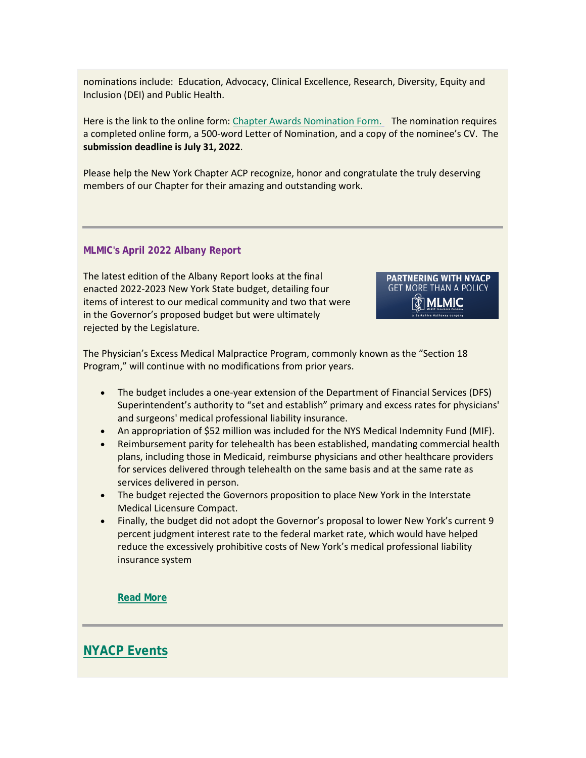nominations include: Education, Advocacy, Clinical Excellence, Research, Diversity, Equity and Inclusion (DEI) and Public Health.

Here is the link to the online form: Chapter Awards Nomination Form. The nomination requires a completed online form, a 500-word Letter of Nomination, and a copy of the nominee's CV. The **submission deadline is July 31, 2022**.

Please help the New York Chapter ACP recognize, honor and congratulate the truly deserving members of our Chapter for their amazing and outstanding work.

---

### MLMIC's April 2022 Albany Report

The latest edition of the Albany Report looks at the final enacted 2022-2023 New York State budget, detailing four items of interest to our medical community and two that were in the Governor's proposed budget but were ultimately rejected by the Legislature.

PARTNERING WITH NYACP
GET MORE THAN A POLICY
MLMIC

The Physician's Excess Medical Malpractice Program, commonly known as the "Section 18 Program," will continue with no modifications from prior years.

- The budget includes a one-year extension of the Department of Financial Services (DFS) Superintendent's authority to "set and establish" primary and excess rates for physicians' and surgeons' medical professional liability insurance.
- An appropriation of $52 million was included for the NYS Medical Indemnity Fund (MIF).
- Reimbursement parity for telehealth has been established, mandating commercial health plans, including those in Medicaid, reimburse physicians and other healthcare providers for services delivered through telehealth on the same basis and at the same rate as services delivered in person.
- The budget rejected the Governors proposition to place New York in the Interstate Medical Licensure Compact.
- Finally, the budget did not adopt the Governor's proposal to lower New York's current 9 percent judgment interest rate to the federal market rate, which would have helped reduce the excessively prohibitive costs of New York's medical professional liability insurance system

**Read More**

---

## NYACP Events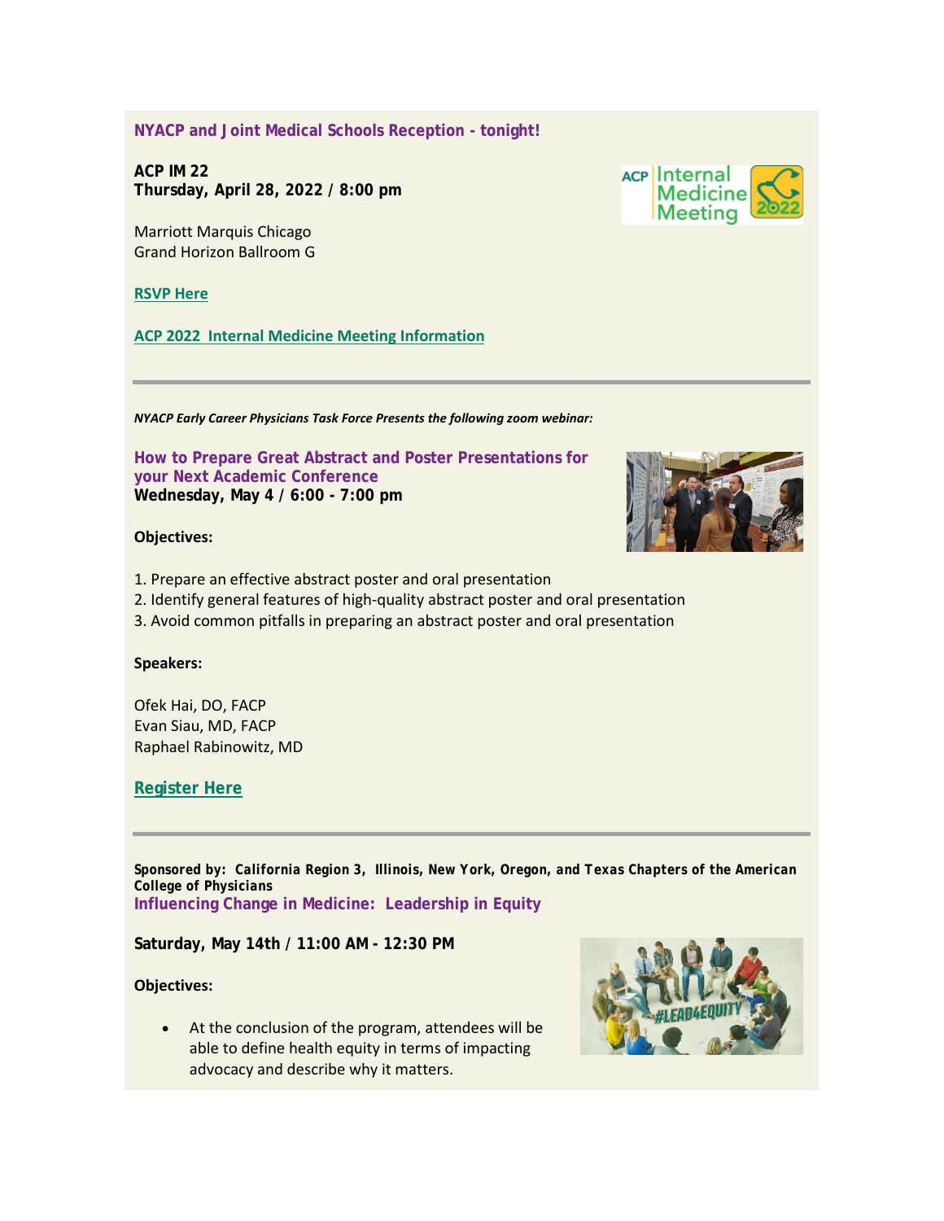### NYACP and Joint Medical Schools Reception - tonight!

**ACP IM 22**
**Thursday, April 28, 2022 / 8:00 pm**

Marriott Marquis Chicago
Grand Horizon Ballroom G

**RSVP Here**

**ACP 2022 Internal Medicine Meeting Information**

---

***NYACP Early Career Physicians Task Force Presents the following zoom webinar:***

### How to Prepare Great Abstract and Poster Presentations for your Next Academic Conference

**Wednesday, May 4 / 6:00 - 7:00 pm**

**Objectives:**

1. Prepare an effective abstract poster and oral presentation
2. Identify general features of high-quality abstract poster and oral presentation
3. Avoid common pitfalls in preparing an abstract poster and oral presentation

**Speakers:**

Ofek Hai, DO, FACP
Evan Siau, MD, FACP
Raphael Rabinowitz, MD

**Register Here**

---

**Sponsored by: California Region 3, Illinois, New York, Oregon, and Texas Chapters of the American College of Physicians**

### Influencing Change in Medicine: Leadership in Equity

**Saturday, May 14th / 11:00 AM - 12:30 PM**

**Objectives:**

- At the conclusion of the program, attendees will be able to define health equity in terms of impacting advocacy and describe why it matters.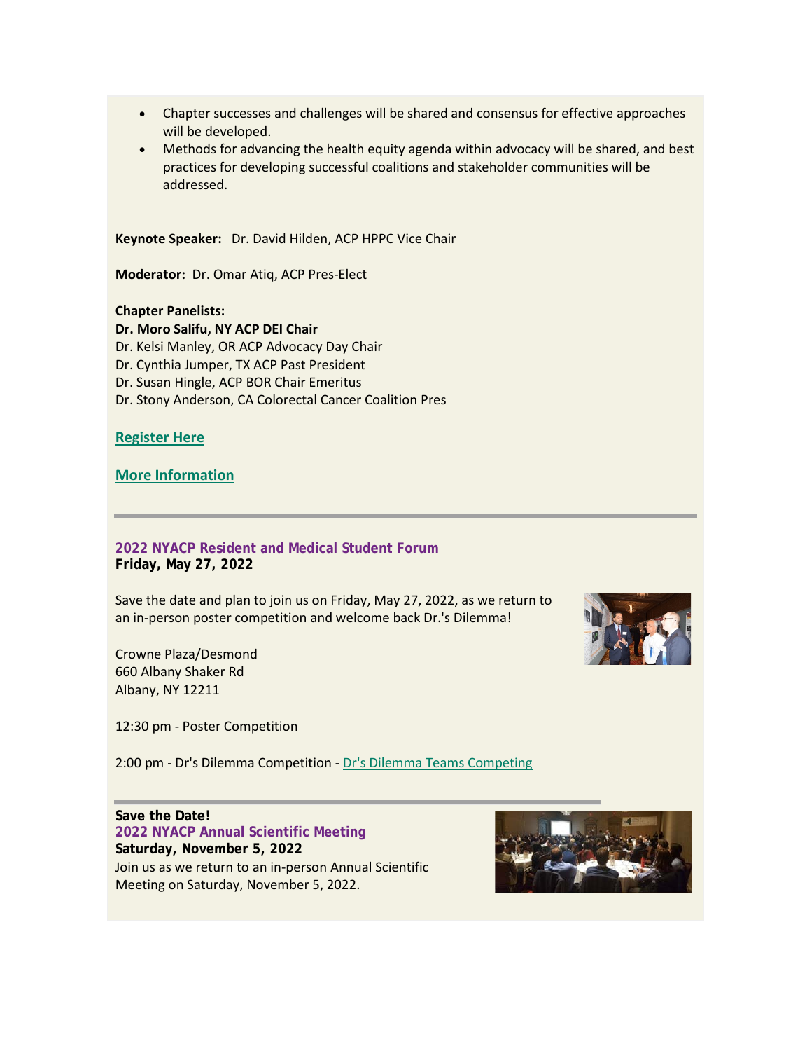- Chapter successes and challenges will be shared and consensus for effective approaches will be developed.
- Methods for advancing the health equity agenda within advocacy will be shared, and best practices for developing successful coalitions and stakeholder communities will be addressed.

**Keynote Speaker:** Dr. David Hilden, ACP HPPC Vice Chair

**Moderator:** Dr. Omar Atiq, ACP Pres-Elect

**Chapter Panelists:**
**Dr. Moro Salifu, NY ACP DEI Chair**
Dr. Kelsi Manley, OR ACP Advocacy Day Chair
Dr. Cynthia Jumper, TX ACP Past President
Dr. Susan Hingle, ACP BOR Chair Emeritus
Dr. Stony Anderson, CA Colorectal Cancer Coalition Pres

**Register Here**

**More Information**

---

### 2022 NYACP Resident and Medical Student Forum
**Friday, May 27, 2022**

Save the date and plan to join us on Friday, May 27, 2022, as we return to an in-person poster competition and welcome back Dr.'s Dilemma!

Crowne Plaza/Desmond
660 Albany Shaker Rd
Albany, NY 12211

12:30 pm - Poster Competition

2:00 pm - Dr's Dilemma Competition - Dr's Dilemma Teams Competing

---

**Save the Date!**
### 2022 NYACP Annual Scientific Meeting
**Saturday, November 5, 2022**
Join us as we return to an in-person Annual Scientific Meeting on Saturday, November 5, 2022.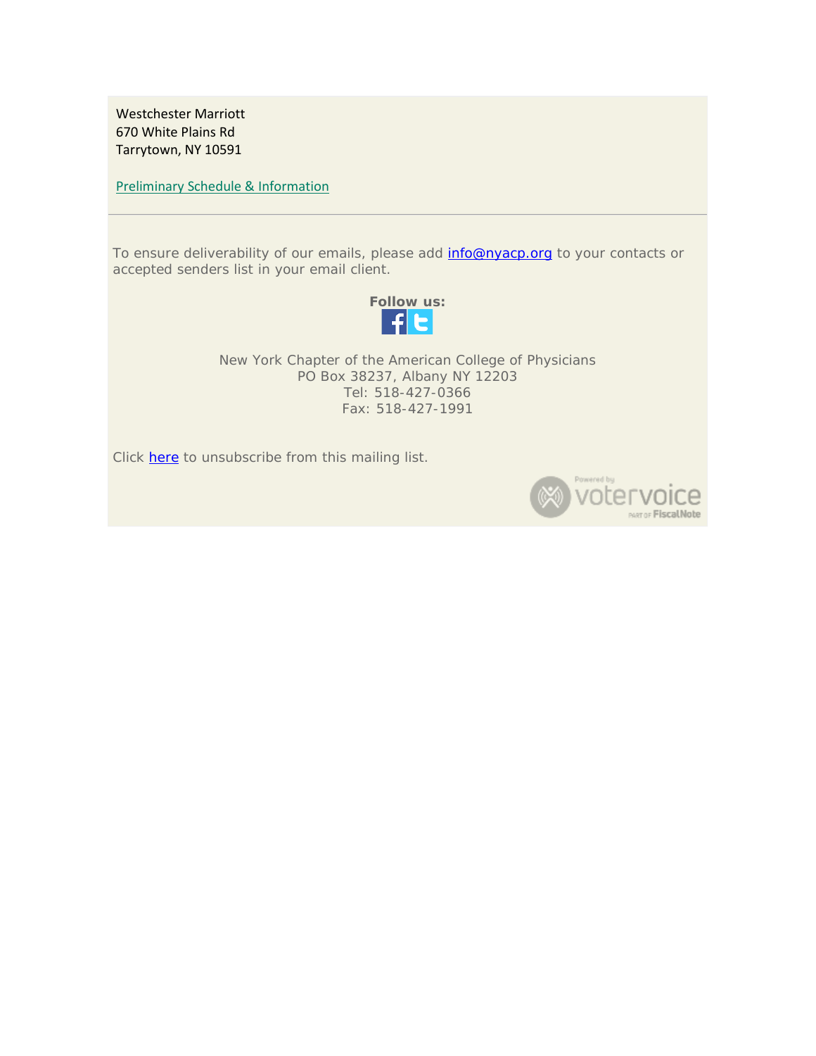Westchester Marriott
670 White Plains Rd
Tarrytown, NY 10591

Preliminary Schedule & Information

---

To ensure deliverability of our emails, please add info@nyacp.org to your contacts or accepted senders list in your email client.

**Follow us:**

New York Chapter of the American College of Physicians
PO Box 38237, Albany NY 12203
Tel: 518-427-0366
Fax: 518-427-1991

Click here to unsubscribe from this mailing list.

Powered by votervoice PART OF FiscalNote